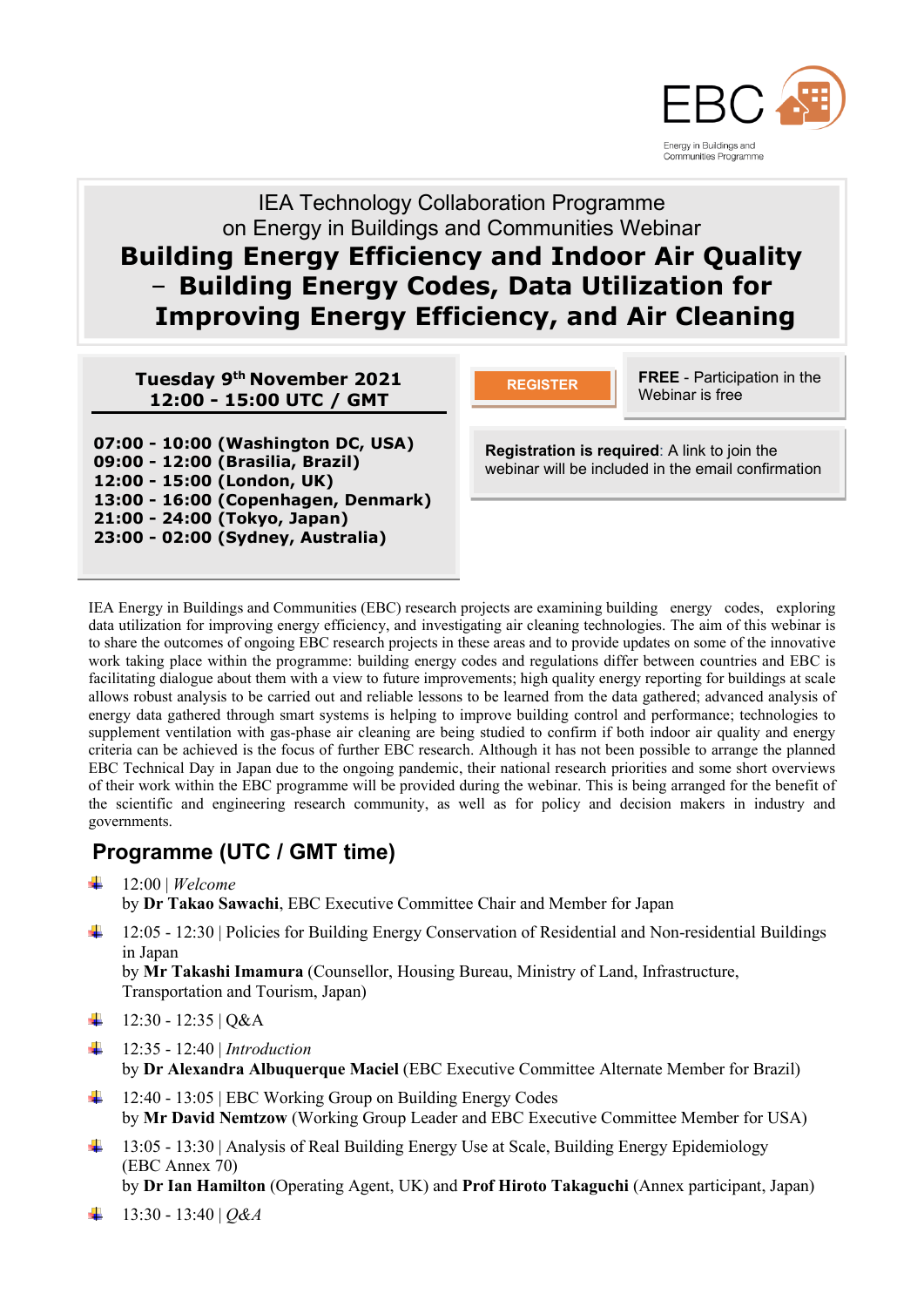EBC

Energy in Buildings and Communities Programme

IEA Technology Collaboration Programme
on Energy in Buildings and Communities Webinar

# Building Energy Efficiency and Indoor Air Quality – Building Energy Codes, Data Utilization for Improving Energy Efficiency, and Air Cleaning

**Tuesday 9th November 2021**
**12:00 - 15:00 UTC / GMT**

**07:00 - 10:00 (Washington DC, USA)**
**09:00 - 12:00 (Brasilia, Brazil)**
**12:00 - 15:00 (London, UK)**
**13:00 - 16:00 (Copenhagen, Denmark)**
**21:00 - 24:00 (Tokyo, Japan)**
**23:00 - 02:00 (Sydney, Australia)**

**REGISTER**

**FREE** - Participation in the Webinar is free

**Registration is required**: A link to join the webinar will be included in the email confirmation

IEA Energy in Buildings and Communities (EBC) research projects are examining building energy codes, exploring data utilization for improving energy efficiency, and investigating air cleaning technologies. The aim of this webinar is to share the outcomes of ongoing EBC research projects in these areas and to provide updates on some of the innovative work taking place within the programme: building energy codes and regulations differ between countries and EBC is facilitating dialogue about them with a view to future improvements; high quality energy reporting for buildings at scale allows robust analysis to be carried out and reliable lessons to be learned from the data gathered; advanced analysis of energy data gathered through smart systems is helping to improve building control and performance; technologies to supplement ventilation with gas-phase air cleaning are being studied to confirm if both indoor air quality and energy criteria can be achieved is the focus of further EBC research. Although it has not been possible to arrange the planned EBC Technical Day in Japan due to the ongoing pandemic, their national research priorities and some short overviews of their work within the EBC programme will be provided during the webinar. This is being arranged for the benefit of the scientific and engineering research community, as well as for policy and decision makers in industry and governments.

## Programme (UTC / GMT time)

- 12:00 | *Welcome*
  by **Dr Takao Sawachi**, EBC Executive Committee Chair and Member for Japan
- 12:05 - 12:30 | Policies for Building Energy Conservation of Residential and Non-residential Buildings in Japan
  by **Mr Takashi Imamura** (Counsellor, Housing Bureau, Ministry of Land, Infrastructure, Transportation and Tourism, Japan)
- 12:30 - 12:35 | Q&A
- 12:35 - 12:40 | *Introduction*
  by **Dr Alexandra Albuquerque Maciel** (EBC Executive Committee Alternate Member for Brazil)
- 12:40 - 13:05 | EBC Working Group on Building Energy Codes
  by **Mr David Nemtzow** (Working Group Leader and EBC Executive Committee Member for USA)
- 13:05 - 13:30 | Analysis of Real Building Energy Use at Scale, Building Energy Epidemiology (EBC Annex 70)
  by **Dr Ian Hamilton** (Operating Agent, UK) and **Prof Hiroto Takaguchi** (Annex participant, Japan)
- 13:30 - 13:40 | *Q&A*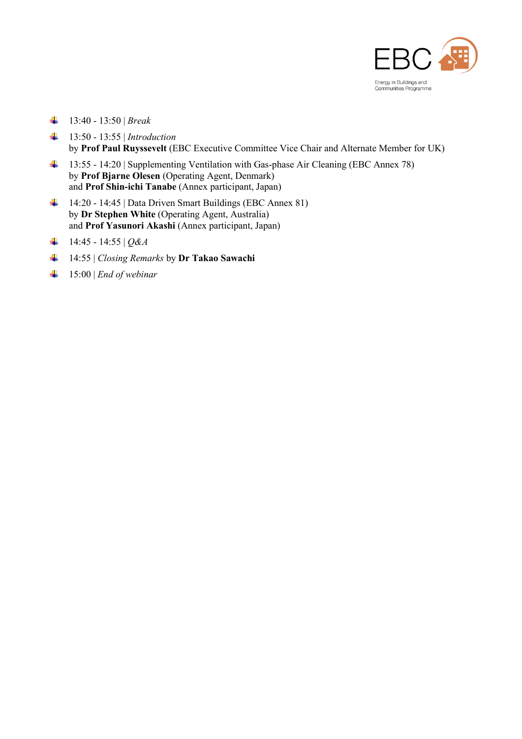- 13:40 - 13:50 | *Break*
- 13:50 - 13:55 | *Introduction*
  by **Prof Paul Ruyssevelt** (EBC Executive Committee Vice Chair and Alternate Member for UK)
- 13:55 - 14:20 | Supplementing Ventilation with Gas-phase Air Cleaning (EBC Annex 78)
  by **Prof Bjarne Olesen** (Operating Agent, Denmark)
  and **Prof Shin-ichi Tanabe** (Annex participant, Japan)
- 14:20 - 14:45 | Data Driven Smart Buildings (EBC Annex 81)
  by **Dr Stephen White** (Operating Agent, Australia)
  and **Prof Yasunori Akashi** (Annex participant, Japan)
- 14:45 - 14:55 | *Q&A*
- 14:55 | *Closing Remarks* by **Dr Takao Sawachi**
- 15:00 | *End of webinar*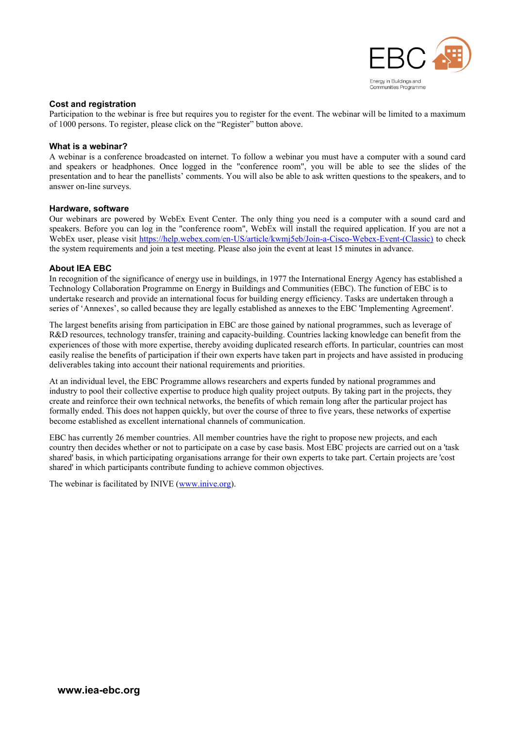## Cost and registration

Participation to the webinar is free but requires you to register for the event. The webinar will be limited to a maximum of 1000 persons. To register, please click on the "Register" button above.

## What is a webinar?

A webinar is a conference broadcasted on internet. To follow a webinar you must have a computer with a sound card and speakers or headphones. Once logged in the "conference room", you will be able to see the slides of the presentation and to hear the panellists' comments. You will also be able to ask written questions to the speakers, and to answer on-line surveys.

## Hardware, software

Our webinars are powered by WebEx Event Center. The only thing you need is a computer with a sound card and speakers. Before you can log in the "conference room", WebEx will install the required application. If you are not a WebEx user, please visit https://help.webex.com/en-US/article/kwmj5eb/Join-a-Cisco-Webex-Event-(Classic) to check the system requirements and join a test meeting. Please also join the event at least 15 minutes in advance.

## About IEA EBC

In recognition of the significance of energy use in buildings, in 1977 the International Energy Agency has established a Technology Collaboration Programme on Energy in Buildings and Communities (EBC). The function of EBC is to undertake research and provide an international focus for building energy efficiency. Tasks are undertaken through a series of 'Annexes', so called because they are legally established as annexes to the EBC 'Implementing Agreement'.

The largest benefits arising from participation in EBC are those gained by national programmes, such as leverage of R&D resources, technology transfer, training and capacity-building. Countries lacking knowledge can benefit from the experiences of those with more expertise, thereby avoiding duplicated research efforts. In particular, countries can most easily realise the benefits of participation if their own experts have taken part in projects and have assisted in producing deliverables taking into account their national requirements and priorities.

At an individual level, the EBC Programme allows researchers and experts funded by national programmes and industry to pool their collective expertise to produce high quality project outputs. By taking part in the projects, they create and reinforce their own technical networks, the benefits of which remain long after the particular project has formally ended. This does not happen quickly, but over the course of three to five years, these networks of expertise become established as excellent international channels of communication.

EBC has currently 26 member countries. All member countries have the right to propose new projects, and each country then decides whether or not to participate on a case by case basis. Most EBC projects are carried out on a 'task shared' basis, in which participating organisations arrange for their own experts to take part. Certain projects are 'cost shared' in which participants contribute funding to achieve common objectives.

The webinar is facilitated by INIVE (www.inive.org).